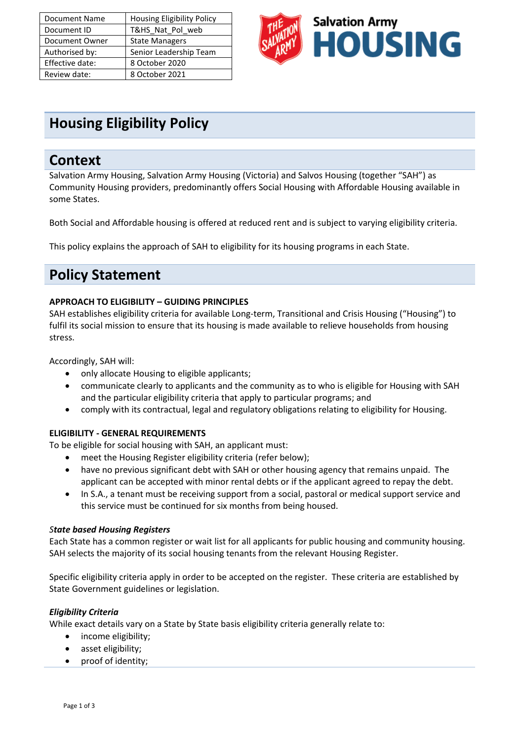| Document Name | Housing Eligibility Policy |
| --- | --- |
| Document ID | T&HS_Nat_Pol_web |
| Document Owner | State Managers |
| Authorised by: | Senior Leadership Team |
| Effective date: | 8 October 2020 |
| Review date: | 8 October 2021 |

# Housing Eligibility Policy

## Context

Salvation Army Housing, Salvation Army Housing (Victoria) and Salvos Housing (together "SAH") as Community Housing providers, predominantly offers Social Housing with Affordable Housing available in some States.

Both Social and Affordable housing is offered at reduced rent and is subject to varying eligibility criteria.

This policy explains the approach of SAH to eligibility for its housing programs in each State.

## Policy Statement

**APPROACH TO ELIGIBILITY – GUIDING PRINCIPLES**

SAH establishes eligibility criteria for available Long-term, Transitional and Crisis Housing ("Housing") to fulfil its social mission to ensure that its housing is made available to relieve households from housing stress.

Accordingly, SAH will:

- only allocate Housing to eligible applicants;
- communicate clearly to applicants and the community as to who is eligible for Housing with SAH and the particular eligibility criteria that apply to particular programs; and
- comply with its contractual, legal and regulatory obligations relating to eligibility for Housing.

**ELIGIBILITY - GENERAL REQUIREMENTS**

To be eligible for social housing with SAH, an applicant must:

- meet the Housing Register eligibility criteria (refer below);
- have no previous significant debt with SAH or other housing agency that remains unpaid. The applicant can be accepted with minor rental debts or if the applicant agreed to repay the debt.
- In S.A., a tenant must be receiving support from a social, pastoral or medical support service and this service must be continued for six months from being housed.

***State based Housing Registers***

Each State has a common register or wait list for all applicants for public housing and community housing. SAH selects the majority of its social housing tenants from the relevant Housing Register.

Specific eligibility criteria apply in order to be accepted on the register. These criteria are established by State Government guidelines or legislation.

***Eligibility Criteria***

While exact details vary on a State by State basis eligibility criteria generally relate to:

- income eligibility;
- asset eligibility;
- proof of identity;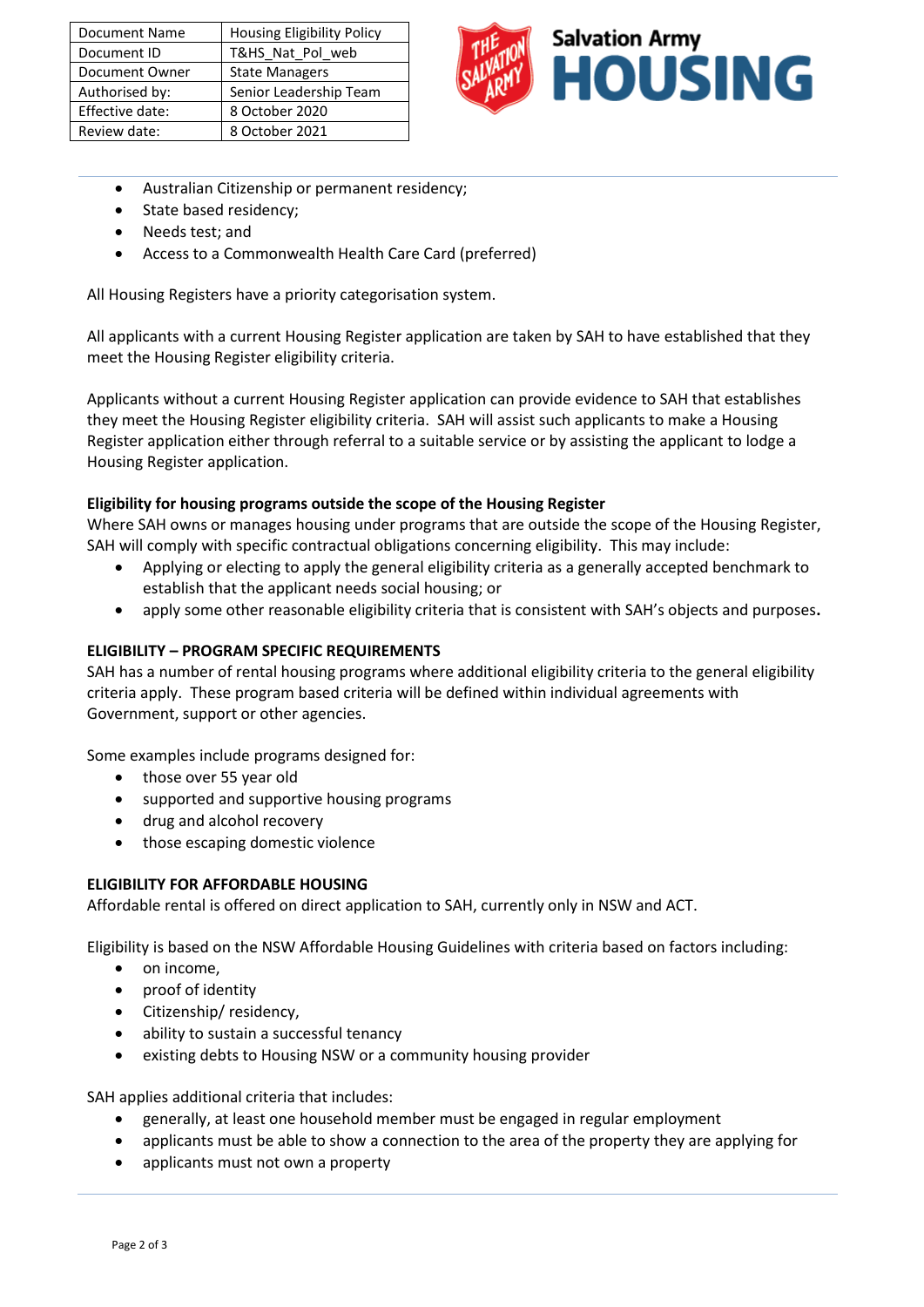| Document Name | Housing Eligibility Policy |
| --- | --- |
| Document ID | T&HS_Nat_Pol_web |
| Document Owner | State Managers |
| Authorised by: | Senior Leadership Team |
| Effective date: | 8 October 2020 |
| Review date: | 8 October 2021 |

- Australian Citizenship or permanent residency;
- State based residency;
- Needs test; and
- Access to a Commonwealth Health Care Card (preferred)

All Housing Registers have a priority categorisation system.

All applicants with a current Housing Register application are taken by SAH to have established that they meet the Housing Register eligibility criteria.

Applicants without a current Housing Register application can provide evidence to SAH that establishes they meet the Housing Register eligibility criteria. SAH will assist such applicants to make a Housing Register application either through referral to a suitable service or by assisting the applicant to lodge a Housing Register application.

**Eligibility for housing programs outside the scope of the Housing Register**

Where SAH owns or manages housing under programs that are outside the scope of the Housing Register, SAH will comply with specific contractual obligations concerning eligibility. This may include:

- Applying or electing to apply the general eligibility criteria as a generally accepted benchmark to establish that the applicant needs social housing; or
- apply some other reasonable eligibility criteria that is consistent with SAH's objects and purposes**.**

**ELIGIBILITY – PROGRAM SPECIFIC REQUIREMENTS**

SAH has a number of rental housing programs where additional eligibility criteria to the general eligibility criteria apply. These program based criteria will be defined within individual agreements with Government, support or other agencies.

Some examples include programs designed for:

- those over 55 year old
- supported and supportive housing programs
- drug and alcohol recovery
- those escaping domestic violence

**ELIGIBILITY FOR AFFORDABLE HOUSING**

Affordable rental is offered on direct application to SAH, currently only in NSW and ACT.

Eligibility is based on the NSW Affordable Housing Guidelines with criteria based on factors including:

- on income,
- proof of identity
- Citizenship/ residency,
- ability to sustain a successful tenancy
- existing debts to Housing NSW or a community housing provider

SAH applies additional criteria that includes:

- generally, at least one household member must be engaged in regular employment
- applicants must be able to show a connection to the area of the property they are applying for
- applicants must not own a property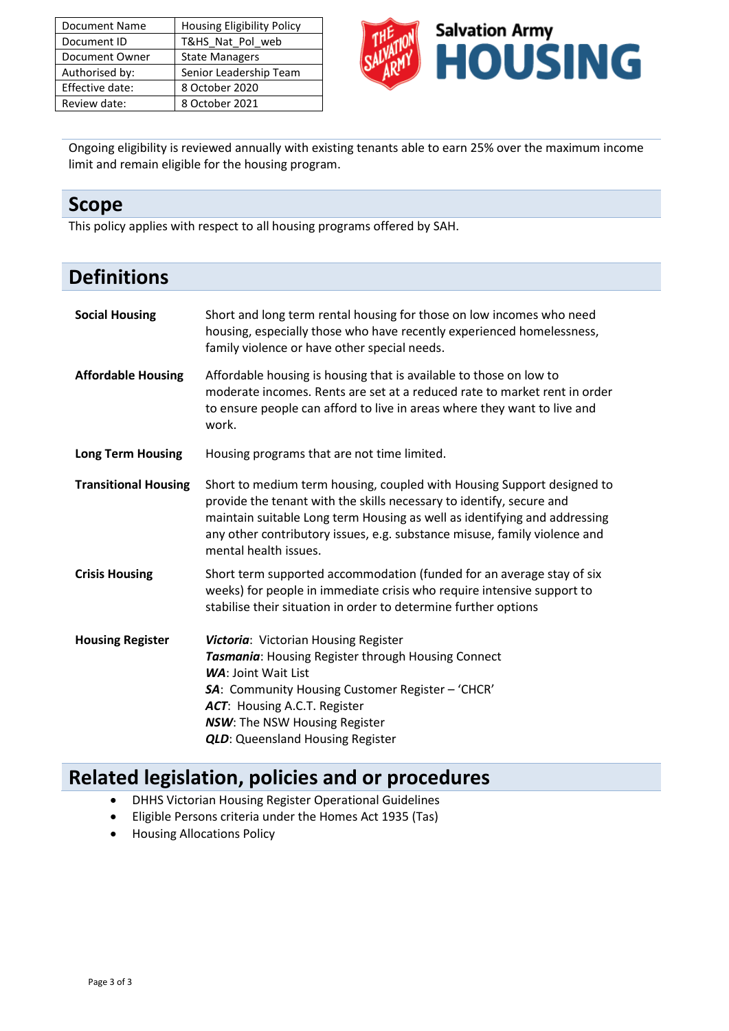| Document Name | Housing Eligibility Policy |
| --- | --- |
| Document ID | T&HS_Nat_Pol_web |
| Document Owner | State Managers |
| Authorised by: | Senior Leadership Team |
| Effective date: | 8 October 2020 |
| Review date: | 8 October 2021 |

Ongoing eligibility is reviewed annually with existing tenants able to earn 25% over the maximum income limit and remain eligible for the housing program.

## Scope

This policy applies with respect to all housing programs offered by SAH.

## Definitions

| | |
| --- | --- |
| **Social Housing** | Short and long term rental housing for those on low incomes who need housing, especially those who have recently experienced homelessness, family violence or have other special needs. |
| **Affordable Housing** | Affordable housing is housing that is available to those on low to moderate incomes. Rents are set at a reduced rate to market rent in order to ensure people can afford to live in areas where they want to live and work. |
| **Long Term Housing** | Housing programs that are not time limited. |
| **Transitional Housing** | Short to medium term housing, coupled with Housing Support designed to provide the tenant with the skills necessary to identify, secure and maintain suitable Long term Housing as well as identifying and addressing any other contributory issues, e.g. substance misuse, family violence and mental health issues. |
| **Crisis Housing** | Short term supported accommodation (funded for an average stay of six weeks) for people in immediate crisis who require intensive support to stabilise their situation in order to determine further options |
| **Housing Register** | ***Victoria***: Victorian Housing Register<br>***Tasmania***: Housing Register through Housing Connect<br>***WA***: Joint Wait List<br>***SA***: Community Housing Customer Register – 'CHCR'<br>***ACT***: Housing A.C.T. Register<br>***NSW***: The NSW Housing Register<br>***QLD***: Queensland Housing Register |

## Related legislation, policies and or procedures

- DHHS Victorian Housing Register Operational Guidelines
- Eligible Persons criteria under the Homes Act 1935 (Tas)
- Housing Allocations Policy